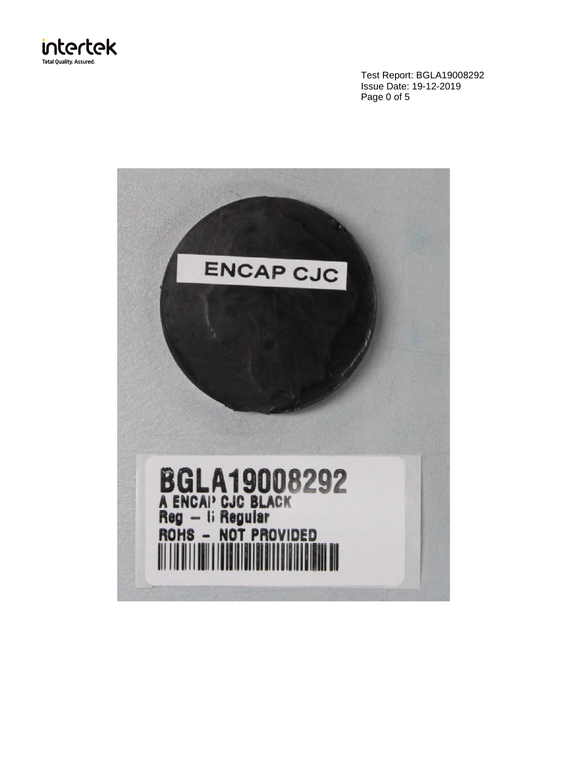Test Report: BGLA19008292
Issue Date: 19-12-2019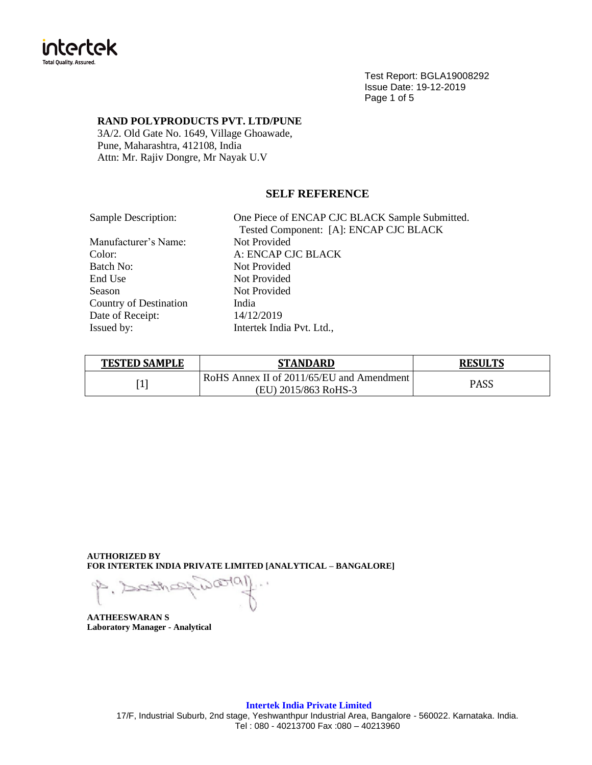Test Report: BGLA19008292
Issue Date: 19-12-2019

**RAND POLYPRODUCTS PVT. LTD/PUNE**
3A/2. Old Gate No. 1649, Village Ghoawade,
Pune, Maharashtra, 412108, India
Attn: Mr. Rajiv Dongre, Mr Nayak U.V

## SELF REFERENCE

| | |
|---|---|
| Sample Description: | One Piece of ENCAP CJC BLACK Sample Submitted. Tested Component: [A]: ENCAP CJC BLACK |
| Manufacturer's Name: | Not Provided |
| Color: | A: ENCAP CJC BLACK |
| Batch No: | Not Provided |
| End Use | Not Provided |
| Season | Not Provided |
| Country of Destination | India |
| Date of Receipt: | 14/12/2019 |
| Issued by: | Intertek India Pvt. Ltd., |

| TESTED SAMPLE | STANDARD | RESULTS |
|---|---|---|
| [1] | RoHS Annex II of 2011/65/EU and Amendment (EU) 2015/863 RoHS-3 | PASS |

**AUTHORIZED BY**
**FOR INTERTEK INDIA PRIVATE LIMITED [ANALYTICAL – BANGALORE]**

**AATHEESWARAN S**
**Laboratory Manager - Analytical**

**Intertek India Private Limited**
17/F, Industrial Suburb, 2nd stage, Yeshwanthpur Industrial Area, Bangalore - 560022. Karnataka. India.
Tel : 080 - 40213700 Fax :080 – 40213960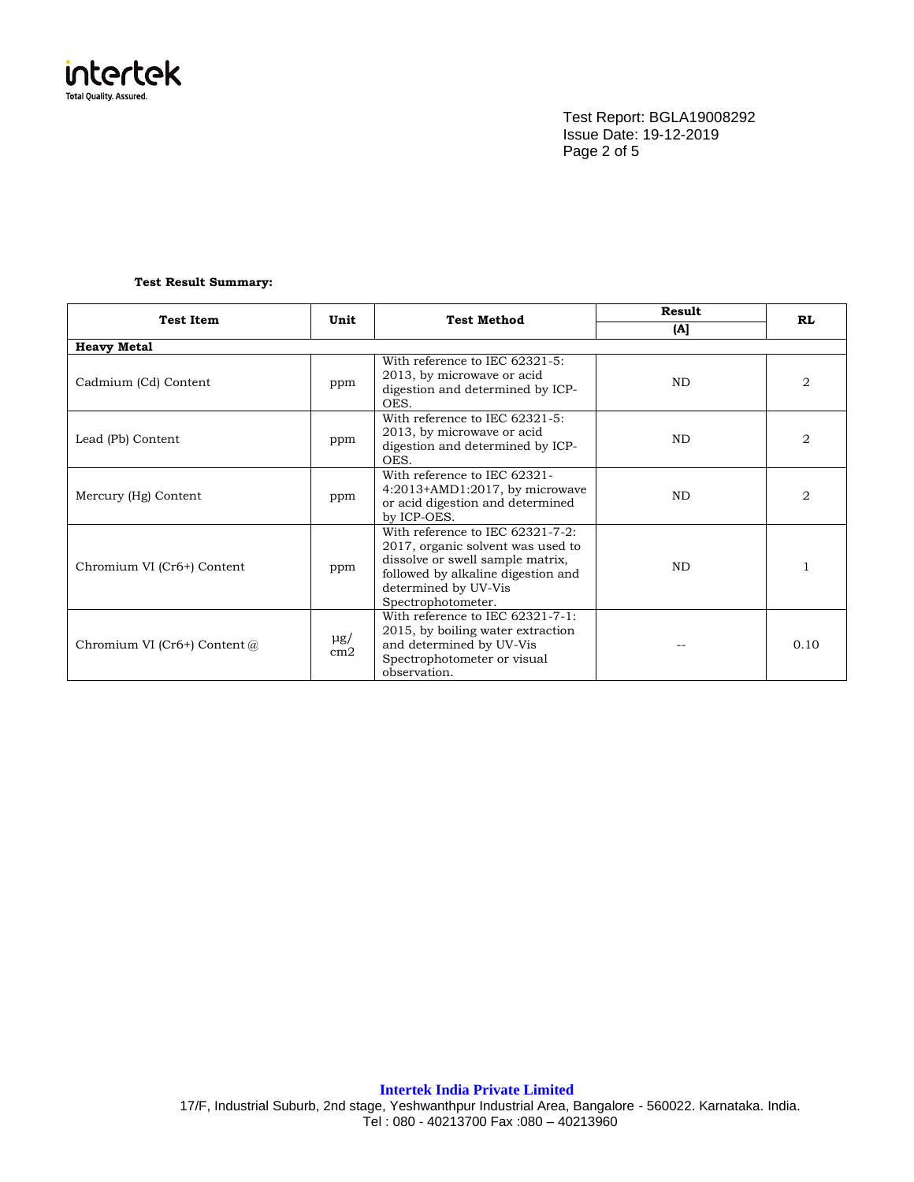Test Report: BGLA19008292
Issue Date: 19-12-2019

**Test Result Summary:**

| Test Item | Unit | Test Method | Result | RL |
|---|---|---|---|---|
| | | | [A] | |
| **Heavy Metal** | | | | |
| Cadmium (Cd) Content | ppm | With reference to IEC 62321-5: 2013, by microwave or acid digestion and determined by ICP-OES. | ND | 2 |
| Lead (Pb) Content | ppm | With reference to IEC 62321-5: 2013, by microwave or acid digestion and determined by ICP-OES. | ND | 2 |
| Mercury (Hg) Content | ppm | With reference to IEC 62321-4:2013+AMD1:2017, by microwave or acid digestion and determined by ICP-OES. | ND | 2 |
| Chromium VI ($Cr^{6+}$) Content | ppm | With reference to IEC 62321-7-2: 2017, organic solvent was used to dissolve or swell sample matrix, followed by alkaline digestion and determined by UV-Vis Spectrophotometer. | ND | 1 |
| Chromium VI ($Cr^{6+}$) Content @ | μg/cm2 | With reference to IEC 62321-7-1: 2015, by boiling water extraction and determined by UV-Vis Spectrophotometer or visual observation. | -- | 0.10 |

**Intertek India Private Limited**
17/F, Industrial Suburb, 2nd stage, Yeshwanthpur Industrial Area, Bangalore - 560022. Karnataka. India.
Tel : 080 - 40213700 Fax :080 – 40213960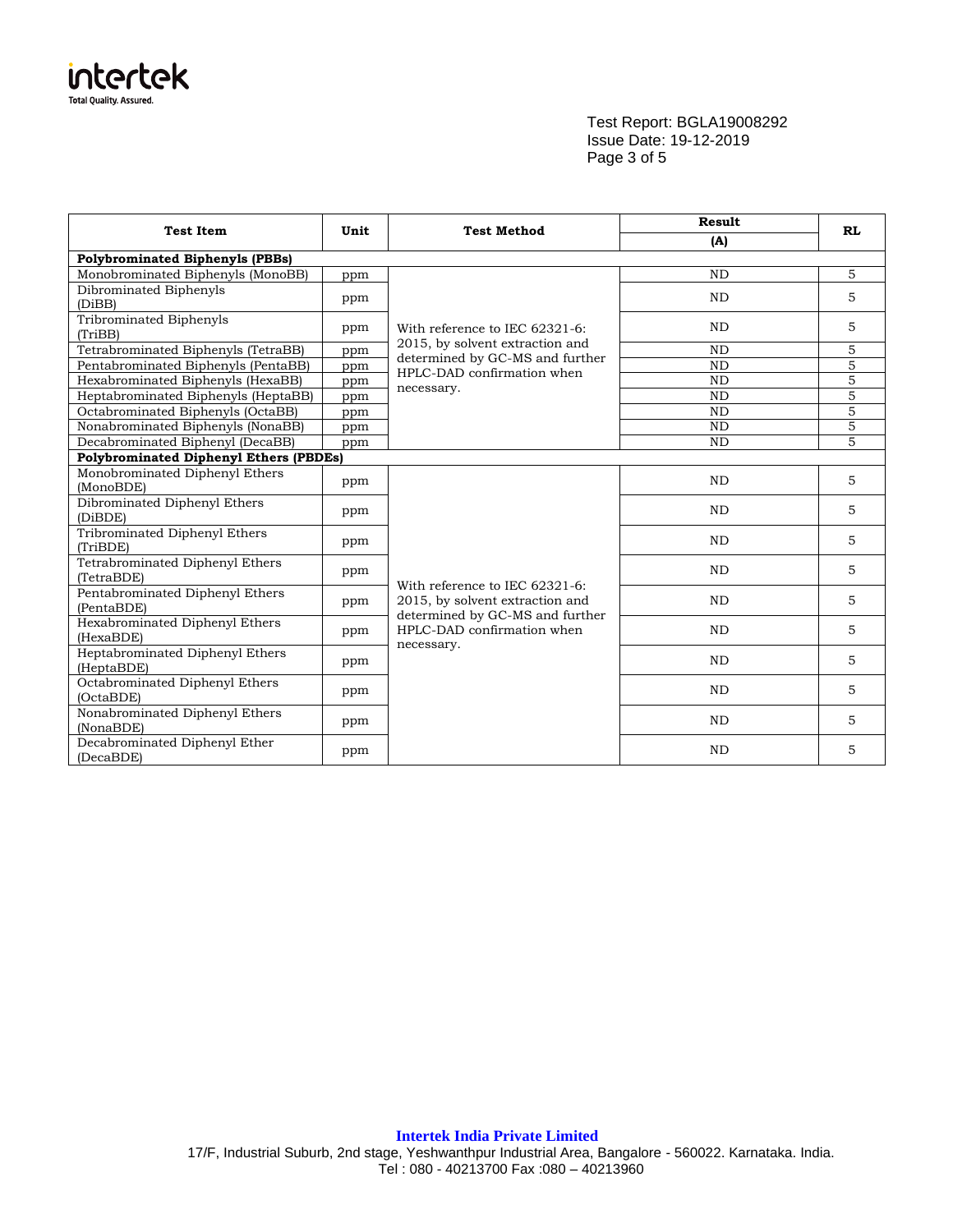| Test Item | Unit | Test Method | Result | RL |
|---|---|---|---|---|
| | | | (A) | |
| **Polybrominated Biphenyls (PBBs)** | | | | |
| Monobrominated Biphenyls (MonoBB) | ppm | With reference to IEC 62321-6: 2015, by solvent extraction and determined by GC-MS and further HPLC-DAD confirmation when necessary. | ND | 5 |
| Dibrominated Biphenyls (DiBB) | ppm | | ND | 5 |
| Tribrominated Biphenyls (TriBB) | ppm | | ND | 5 |
| Tetrabrominated Biphenyls (TetraBB) | ppm | | ND | 5 |
| Pentabrominated Biphenyls (PentaBB) | ppm | | ND | 5 |
| Hexabrominated Biphenyls (HexaBB) | ppm | | ND | 5 |
| Heptabrominated Biphenyls (HeptaBB) | ppm | | ND | 5 |
| Octabrominated Biphenyls (OctaBB) | ppm | | ND | 5 |
| Nonabrominated Biphenyls (NonaBB) | ppm | | ND | 5 |
| Decabrominated Biphenyl (DecaBB) | ppm | | ND | 5 |
| **Polybrominated Diphenyl Ethers (PBDEs)** | | | | |
| Monobrominated Diphenyl Ethers (MonoBDE) | ppm | With reference to IEC 62321-6: 2015, by solvent extraction and determined by GC-MS and further HPLC-DAD confirmation when necessary. | ND | 5 |
| Dibrominated Diphenyl Ethers (DiBDE) | ppm | | ND | 5 |
| Tribrominated Diphenyl Ethers (TriBDE) | ppm | | ND | 5 |
| Tetrabrominated Diphenyl Ethers (TetraBDE) | ppm | | ND | 5 |
| Pentabrominated Diphenyl Ethers (PentaBDE) | ppm | | ND | 5 |
| Hexabrominated Diphenyl Ethers (HexaBDE) | ppm | | ND | 5 |
| Heptabrominated Diphenyl Ethers (HeptaBDE) | ppm | | ND | 5 |
| Octabrominated Diphenyl Ethers (OctaBDE) | ppm | | ND | 5 |
| Nonabrominated Diphenyl Ethers (NonaBDE) | ppm | | ND | 5 |
| Decabrominated Diphenyl Ether (DecaBDE) | ppm | | ND | 5 |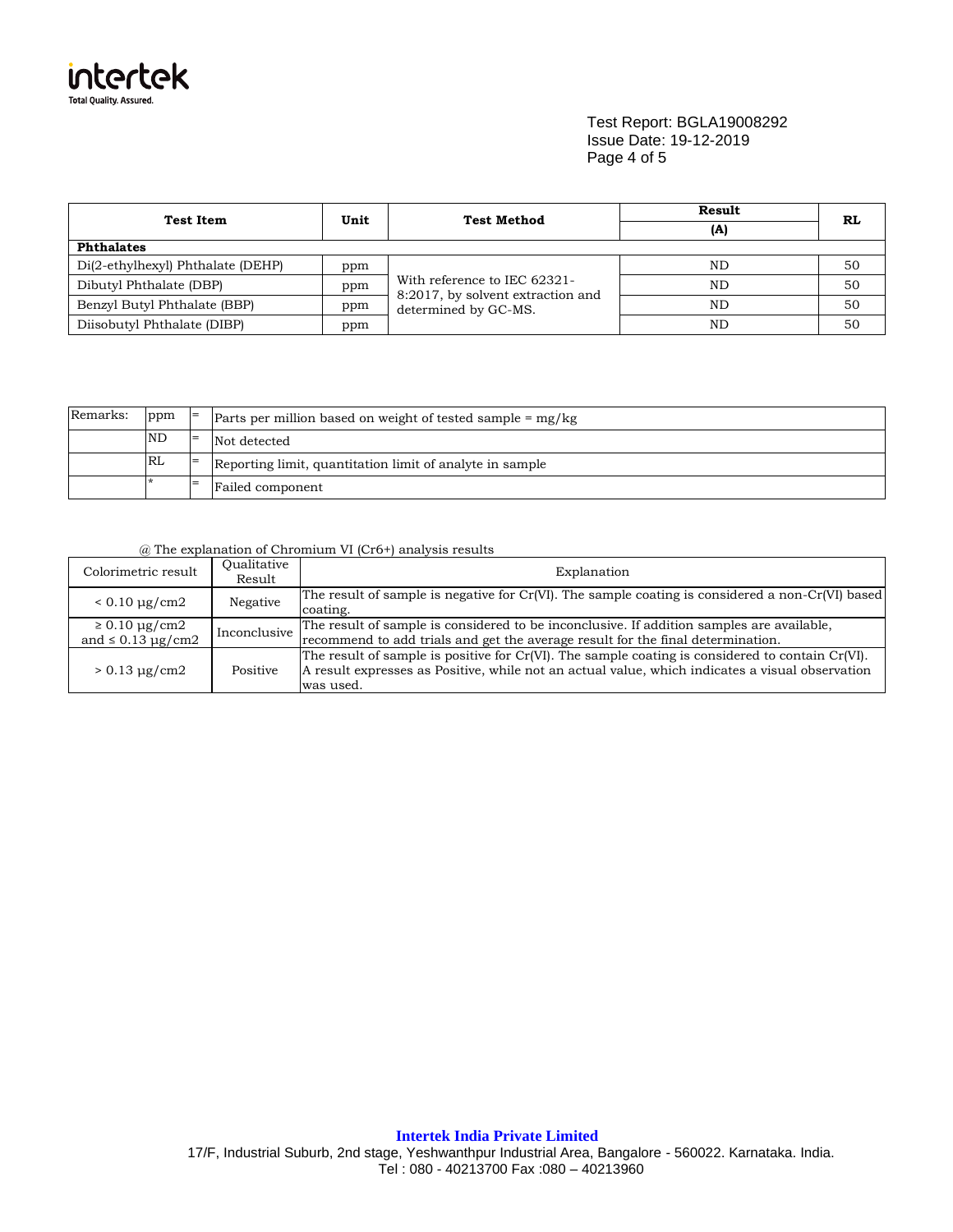Test Report: BGLA19008292
Issue Date: 19-12-2019

| Test Item | Unit | Test Method | Result (A) | RL |
|---|---|---|---|---|
| **Phthalates** | | | | |
| Di(2-ethylhexyl) Phthalate (DEHP) | ppm | With reference to IEC 62321-8:2017, by solvent extraction and determined by GC-MS. | ND | 50 |
| Dibutyl Phthalate (DBP) | ppm | | ND | 50 |
| Benzyl Butyl Phthalate (BBP) | ppm | | ND | 50 |
| Diisobutyl Phthalate (DIBP) | ppm | | ND | 50 |

| Remarks: | | | |
|---|---|---|---|
| | ppm | = | Parts per million based on weight of tested sample = mg/kg |
| | ND | = | Not detected |
| | RL | = | Reporting limit, quantitation limit of analyte in sample |
| | * | = | Failed component |

@ The explanation of Chromium VI (Cr6+) analysis results

| Colorimetric result | Qualitative Result | Explanation |
|---|---|---|
| < 0.10 µg/cm2 | Negative | The result of sample is negative for Cr(VI). The sample coating is considered a non-Cr(VI) based coating. |
| ≥ 0.10 µg/cm2 and ≤ 0.13 µg/cm2 | Inconclusive | The result of sample is considered to be inconclusive. If addition samples are available, recommend to add trials and get the average result for the final determination. |
| > 0.13 µg/cm2 | Positive | The result of sample is positive for Cr(VI). The sample coating is considered to contain Cr(VI). A result expresses as Positive, while not an actual value, which indicates a visual observation was used. |

**Intertek India Private Limited**
17/F, Industrial Suburb, 2nd stage, Yeshwanthpur Industrial Area, Bangalore - 560022. Karnataka. India.
Tel : 080 - 40213700 Fax :080 – 40213960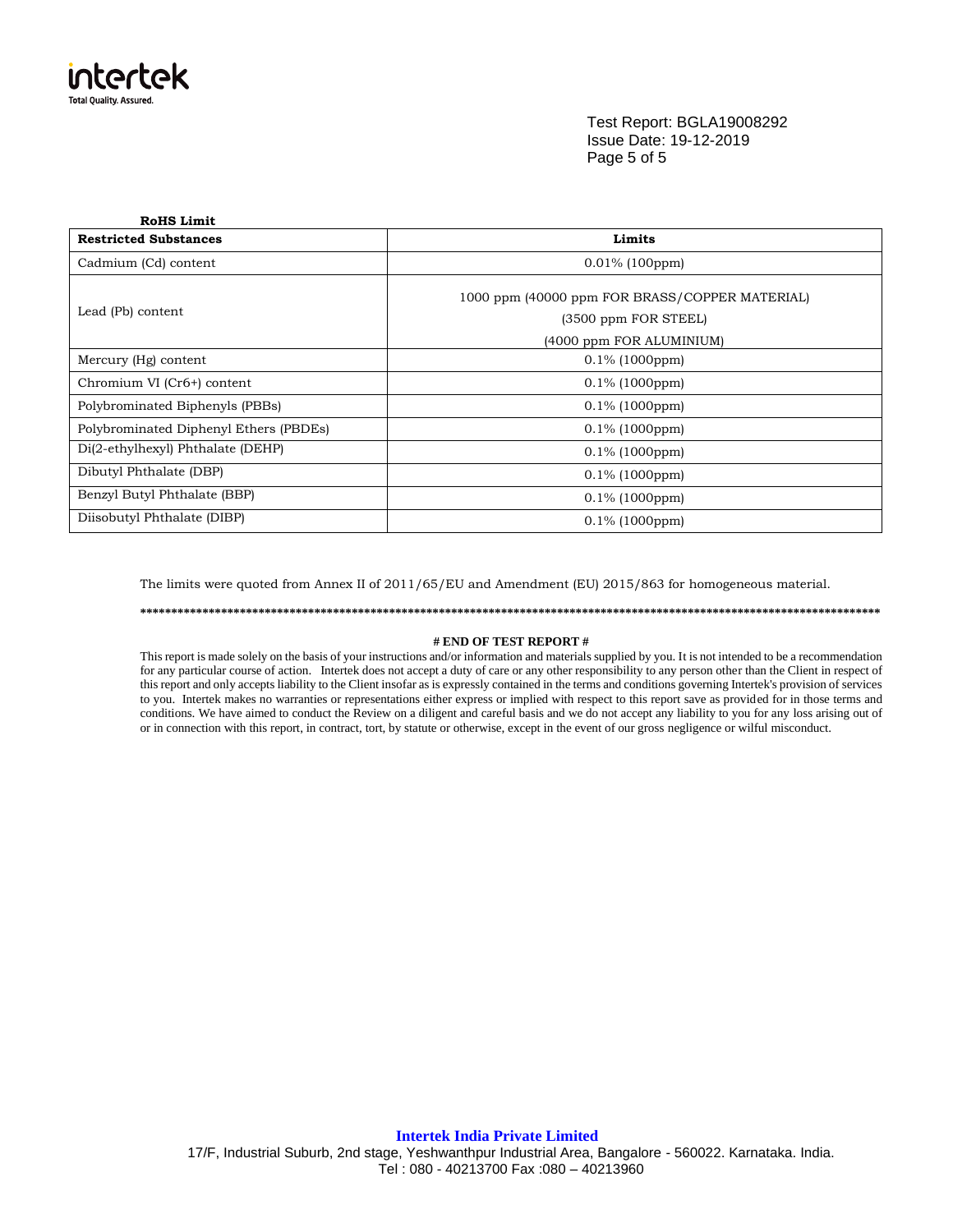**RoHS Limit**

| Restricted Substances | Limits |
|---|---|
| Cadmium (Cd) content | 0.01% (100ppm) |
| Lead (Pb) content | 1000 ppm (40000 ppm FOR BRASS/COPPER MATERIAL) (3500 ppm FOR STEEL) (4000 ppm FOR ALUMINIUM) |
| Mercury (Hg) content | 0.1% (1000ppm) |
| Chromium VI (Cr6+) content | 0.1% (1000ppm) |
| Polybrominated Biphenyls (PBBs) | 0.1% (1000ppm) |
| Polybrominated Diphenyl Ethers (PBDEs) | 0.1% (1000ppm) |
| Di(2-ethylhexyl) Phthalate (DEHP) | 0.1% (1000ppm) |
| Dibutyl Phthalate (DBP) | 0.1% (1000ppm) |
| Benzyl Butyl Phthalate (BBP) | 0.1% (1000ppm) |
| Diisobutyl Phthalate (DIBP) | 0.1% (1000ppm) |

The limits were quoted from Annex II of 2011/65/EU and Amendment (EU) 2015/863 for homogeneous material.

\*\*\*\*\*\*\*\*\*\*\*\*\*\*\*\*\*\*\*\*\*\*\*\*\*\*\*\*\*\*\*\*\*\*\*\*\*\*\*\*\*\*\*\*\*\*\*\*\*\*\*\*\*\*\*\*\*\*\*\*\*\*\*\*\*\*\*\*\*\*\*\*\*\*\*\*\*\*\*\*\*\*\*\*\*\*\*\*\*\*\*\*\*\*\*\*\*\*\*\*\*\*\*\*\*\*\*\*\*\*\*\*\*\*\*\*\*\*

**# END OF TEST REPORT #**

This report is made solely on the basis of your instructions and/or information and materials supplied by you. It is not intended to be a recommendation for any particular course of action. Intertek does not accept a duty of care or any other responsibility to any person other than the Client in respect of this report and only accepts liability to the Client insofar as is expressly contained in the terms and conditions governing Intertek's provision of services to you. Intertek makes no warranties or representations either express or implied with respect to this report save as provided for in those terms and conditions. We have aimed to conduct the Review on a diligent and careful basis and we do not accept any liability to you for any loss arising out of or in connection with this report, in contract, tort, by statute or otherwise, except in the event of our gross negligence or wilful misconduct.